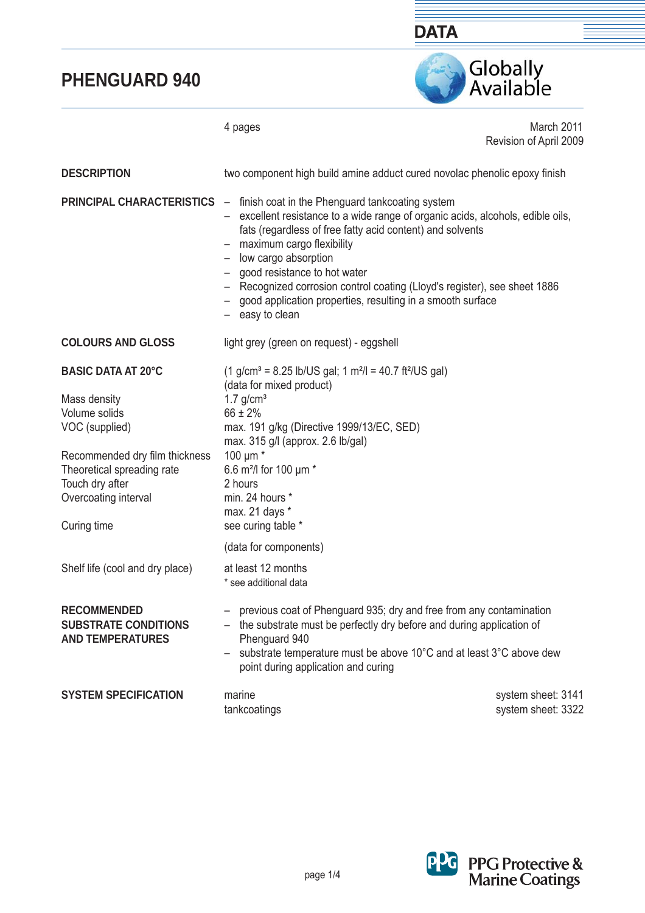# PHENGUARD 940

4 pages

March 2011
Revision of April 2009

## DESCRIPTION

two component high build amine adduct cured novolac phenolic epoxy finish

## PRINCIPAL CHARACTERISTICS

- finish coat in the Phenguard tankcoating system
- excellent resistance to a wide range of organic acids, alcohols, edible oils, fats (regardless of free fatty acid content) and solvents
- maximum cargo flexibility
- low cargo absorption
- good resistance to hot water
- Recognized corrosion control coating (Lloyd's register), see sheet 1886
- good application properties, resulting in a smooth surface
- easy to clean

## COLOURS AND GLOSS

light grey (green on request) - eggshell

## BASIC DATA AT 20°C

(1 g/cm³ = 8.25 lb/US gal; 1 m²/l = 40.7 ft²/US gal)

(data for mixed product)

| | |
|---|---|
| Mass density | 1.7 g/cm³ |
| Volume solids | 66 ± 2% |
| VOC (supplied) | max. 191 g/kg (Directive 1999/13/EC, SED)<br>max. 315 g/l (approx. 2.6 lb/gal) |
| Recommended dry film thickness | 100 μm * |
| Theoretical spreading rate | 6.6 m²/l for 100 μm * |
| Touch dry after | 2 hours |
| Overcoating interval | min. 24 hours *<br>max. 21 days * |
| Curing time | see curing table * |

(data for components)

| | |
|---|---|
| Shelf life (cool and dry place) | at least 12 months |

\* see additional data

## RECOMMENDED SUBSTRATE CONDITIONS AND TEMPERATURES

- previous coat of Phenguard 935; dry and free from any contamination
- the substrate must be perfectly dry before and during application of Phenguard 940
- substrate temperature must be above 10°C and at least 3°C above dew point during application and curing

## SYSTEM SPECIFICATION

| | |
|---|---|
| marine | system sheet: 3141 |
| tankcoatings | system sheet: 3322 |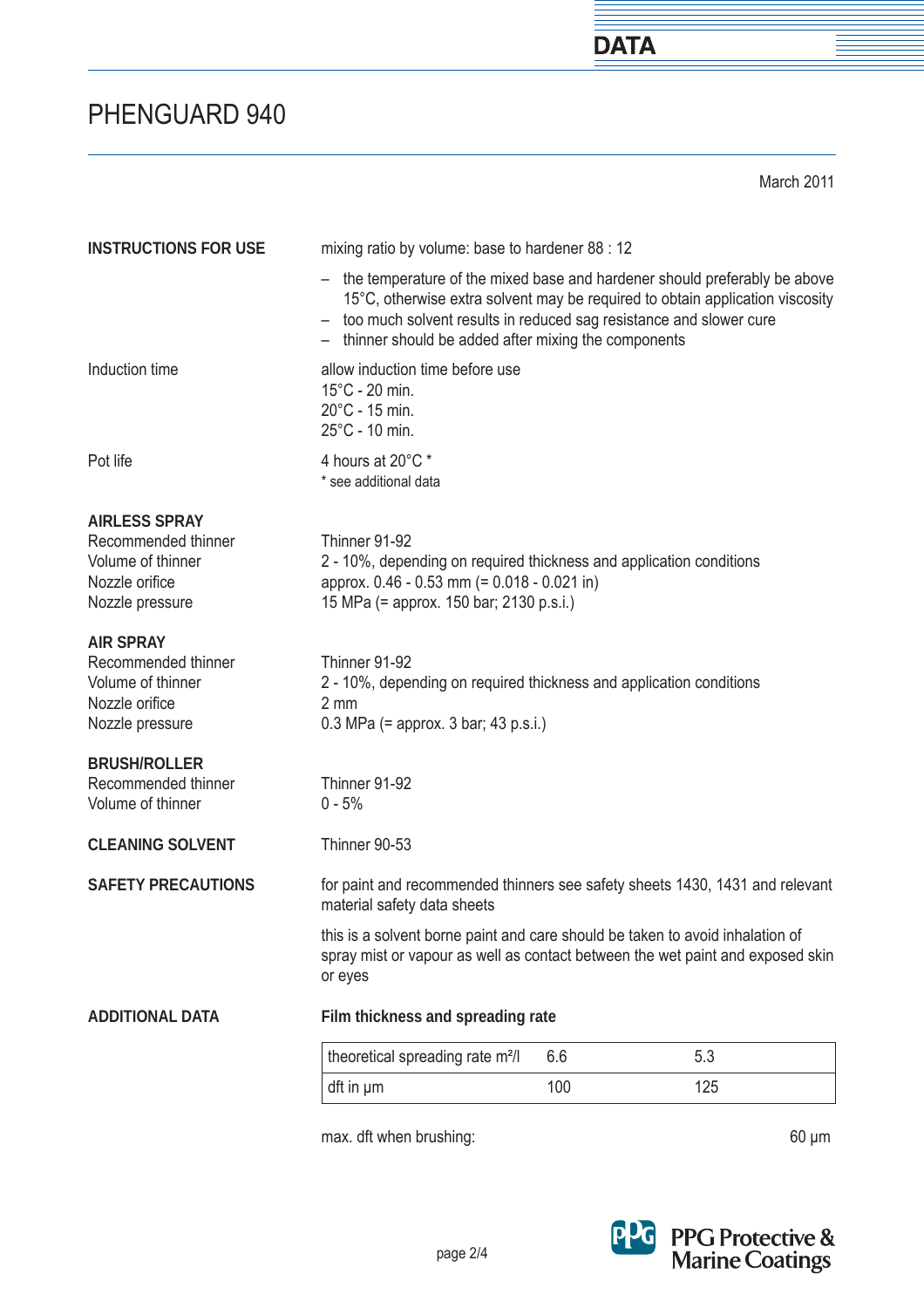# PHENGUARD 940

March 2011

**INSTRUCTIONS FOR USE**

mixing ratio by volume: base to hardener 88 : 12

- the temperature of the mixed base and hardener should preferably be above 15°C, otherwise extra solvent may be required to obtain application viscosity
- too much solvent results in reduced sag resistance and slower cure
- thinner should be added after mixing the components

Induction time

allow induction time before use
15°C - 20 min.
20°C - 15 min.
25°C - 10 min.

Pot life

4 hours at 20°C *
* see additional data

**AIRLESS SPRAY**

Recommended thinner: Thinner 91-92
Volume of thinner: 2 - 10%, depending on required thickness and application conditions
Nozzle orifice: approx. 0.46 - 0.53 mm (= 0.018 - 0.021 in)
Nozzle pressure: 15 MPa (= approx. 150 bar; 2130 p.s.i.)

**AIR SPRAY**

Recommended thinner: Thinner 91-92
Volume of thinner: 2 - 10%, depending on required thickness and application conditions
Nozzle orifice: 2 mm
Nozzle pressure: 0.3 MPa (= approx. 3 bar; 43 p.s.i.)

**BRUSH/ROLLER**

Recommended thinner: Thinner 91-92
Volume of thinner: 0 - 5%

**CLEANING SOLVENT**

Thinner 90-53

**SAFETY PRECAUTIONS**

for paint and recommended thinners see safety sheets 1430, 1431 and relevant material safety data sheets

this is a solvent borne paint and care should be taken to avoid inhalation of spray mist or vapour as well as contact between the wet paint and exposed skin or eyes

**ADDITIONAL DATA**

**Film thickness and spreading rate**

| theoretical spreading rate m²/l | 6.6 | 5.3 |
|---|---|---|
| dft in μm | 100 | 125 |

max. dft when brushing: 60 μm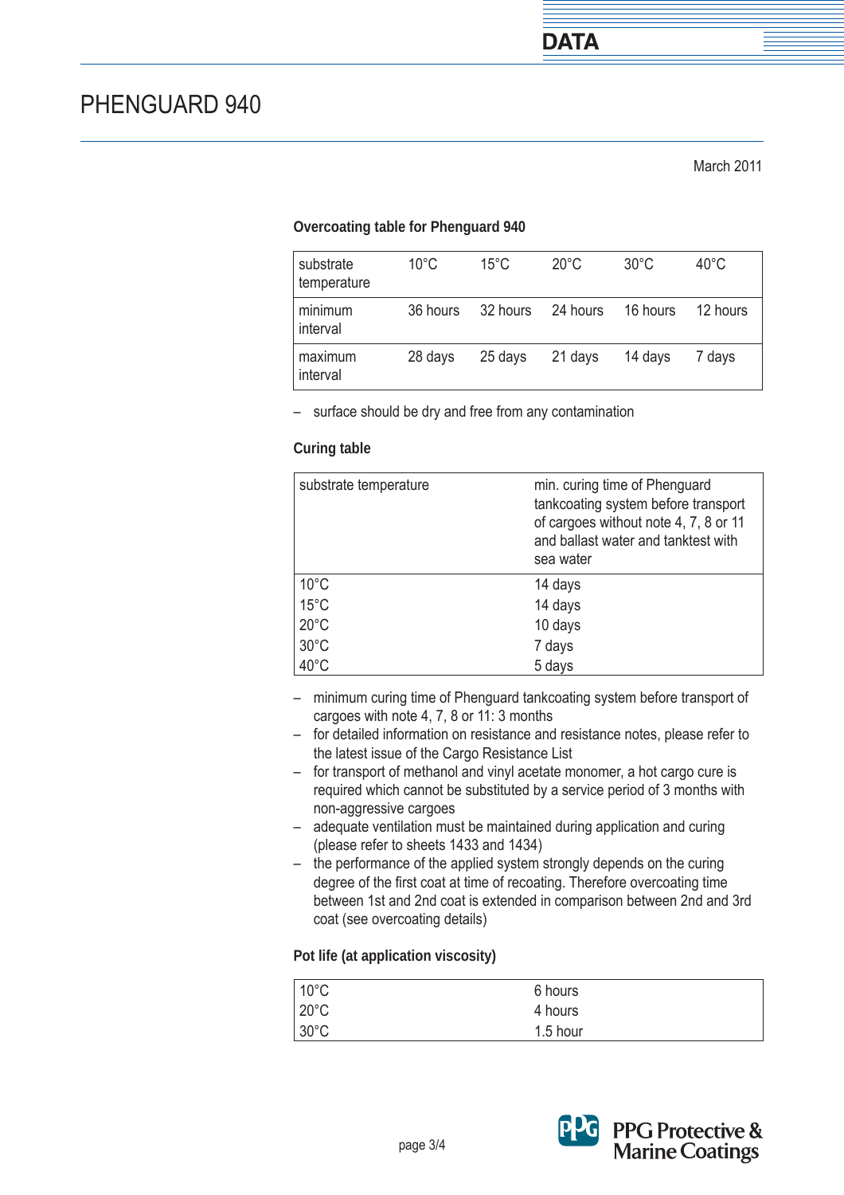# PHENGUARD 940

March 2011

### Overcoating table for Phenguard 940

| substrate temperature | 10°C | 15°C | 20°C | 30°C | 40°C |
|---|---|---|---|---|---|
| minimum interval | 36 hours | 32 hours | 24 hours | 16 hours | 12 hours |
| maximum interval | 28 days | 25 days | 21 days | 14 days | 7 days |

– surface should be dry and free from any contamination

### Curing table

| substrate temperature | min. curing time of Phenguard tankcoating system before transport of cargoes without note 4, 7, 8 or 11 and ballast water and tanktest with sea water |
|---|---|
| 10°C | 14 days |
| 15°C | 14 days |
| 20°C | 10 days |
| 30°C | 7 days |
| 40°C | 5 days |

- minimum curing time of Phenguard tankcoating system before transport of cargoes with note 4, 7, 8 or 11: 3 months
- for detailed information on resistance and resistance notes, please refer to the latest issue of the Cargo Resistance List
- for transport of methanol and vinyl acetate monomer, a hot cargo cure is required which cannot be substituted by a service period of 3 months with non-aggressive cargoes
- adequate ventilation must be maintained during application and curing (please refer to sheets 1433 and 1434)
- the performance of the applied system strongly depends on the curing degree of the first coat at time of recoating. Therefore overcoating time between 1st and 2nd coat is extended in comparison between 2nd and 3rd coat (see overcoating details)

### Pot life (at application viscosity)

| | |
|---|---|
| 10°C | 6 hours |
| 20°C | 4 hours |
| 30°C | 1.5 hour |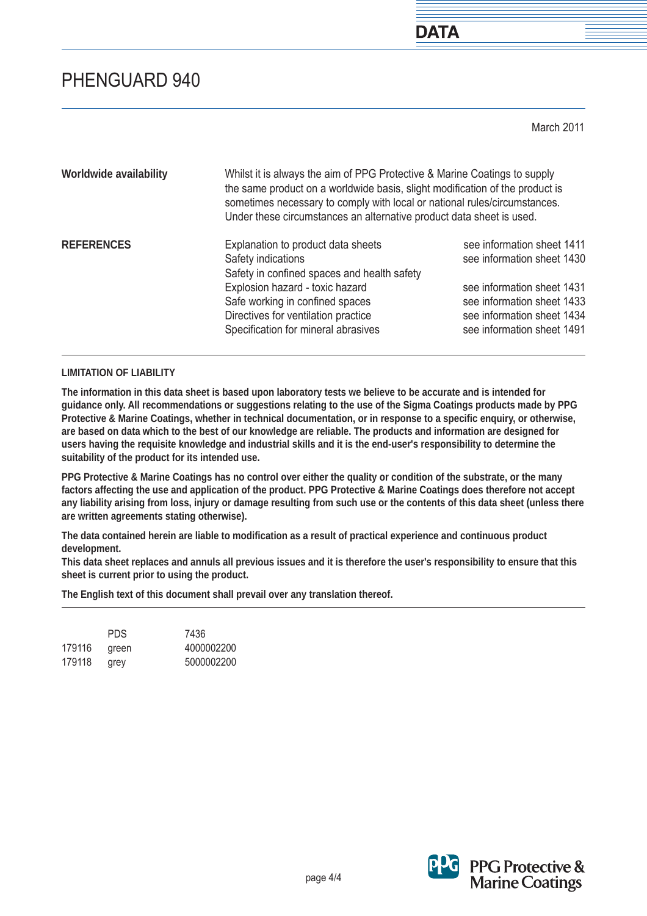# PHENGUARD 940

March 2011

| | | |
|---|---|---|
| **Worldwide availability** | Whilst it is always the aim of PPG Protective & Marine Coatings to supply the same product on a worldwide basis, slight modification of the product is sometimes necessary to comply with local or national rules/circumstances. Under these circumstances an alternative product data sheet is used. | |
| **REFERENCES** | Explanation to product data sheets | see information sheet 1411 |
| | Safety indications | see information sheet 1430 |
| | Safety in confined spaces and health safety | |
| | Explosion hazard - toxic hazard | see information sheet 1431 |
| | Safe working in confined spaces | see information sheet 1433 |
| | Directives for ventilation practice | see information sheet 1434 |
| | Specification for mineral abrasives | see information sheet 1491 |

**LIMITATION OF LIABILITY**

**The information in this data sheet is based upon laboratory tests we believe to be accurate and is intended for guidance only. All recommendations or suggestions relating to the use of the Sigma Coatings products made by PPG Protective & Marine Coatings, whether in technical documentation, or in response to a specific enquiry, or otherwise, are based on data which to the best of our knowledge are reliable. The products and information are designed for users having the requisite knowledge and industrial skills and it is the end-user's responsibility to determine the suitability of the product for its intended use.**

**PPG Protective & Marine Coatings has no control over either the quality or condition of the substrate, or the many factors affecting the use and application of the product. PPG Protective & Marine Coatings does therefore not accept any liability arising from loss, injury or damage resulting from such use or the contents of this data sheet (unless there are written agreements stating otherwise).**

**The data contained herein are liable to modification as a result of practical experience and continuous product development.**
**This data sheet replaces and annuls all previous issues and it is therefore the user's responsibility to ensure that this sheet is current prior to using the product.**

**The English text of this document shall prevail over any translation thereof.**

| | | |
|---|---|---|
| | PDS | 7436 |
| 179116 | green | 4000002200 |
| 179118 | grey | 5000002200 |